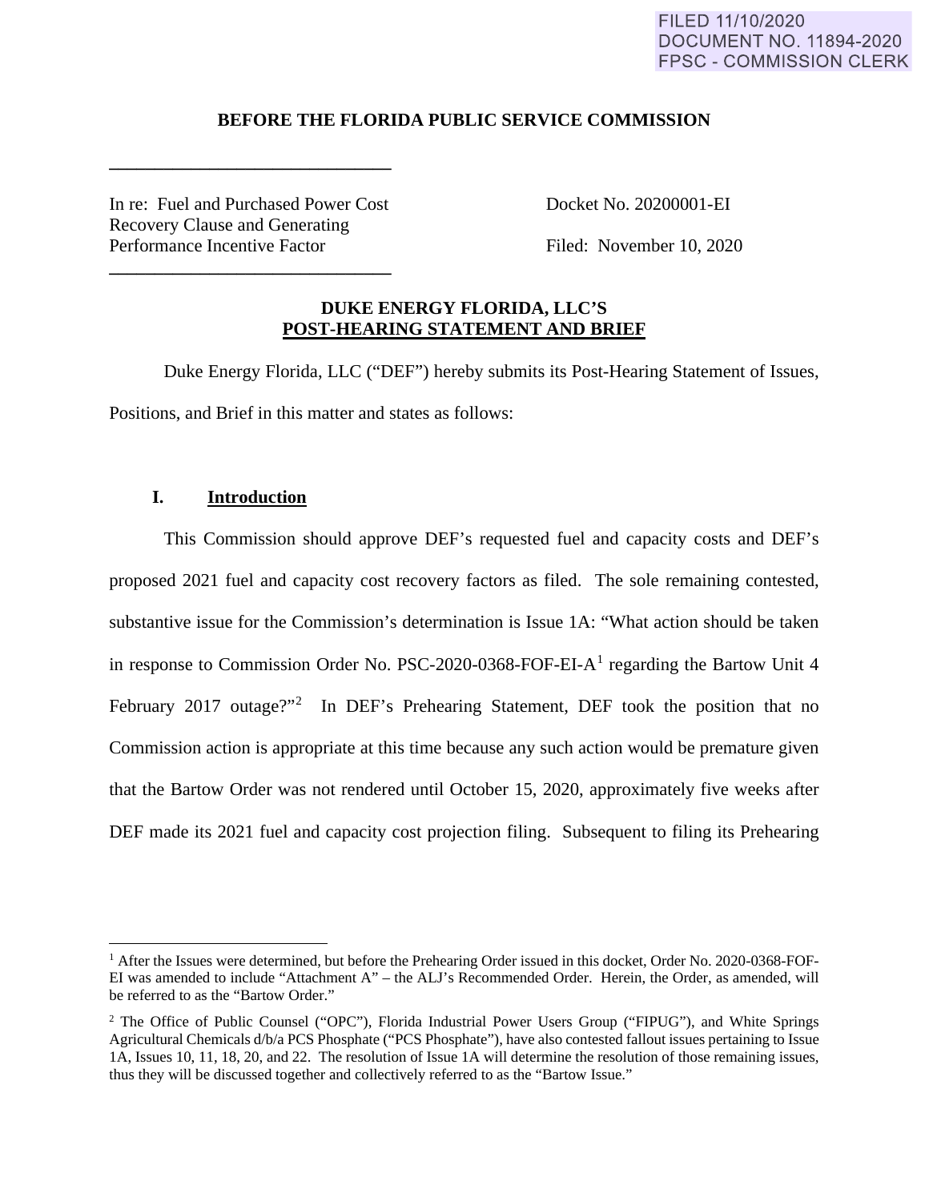FILED 11/10/2020
DOCUMENT NO. 11894-2020
FPSC - COMMISSION CLERK

**BEFORE THE FLORIDA PUBLIC SERVICE COMMISSION**

In re: Fuel and Purchased Power Cost Recovery Clause and Generating Performance Incentive Factor

Docket No. 20200001-EI

Filed: November 10, 2020

**DUKE ENERGY FLORIDA, LLC'S**
**POST-HEARING STATEMENT AND BRIEF**

Duke Energy Florida, LLC ("DEF") hereby submits its Post-Hearing Statement of Issues, Positions, and Brief in this matter and states as follows:

## I. Introduction

This Commission should approve DEF's requested fuel and capacity costs and DEF's proposed 2021 fuel and capacity cost recovery factors as filed. The sole remaining contested, substantive issue for the Commission's determination is Issue 1A: "What action should be taken in response to Commission Order No. PSC-2020-0368-FOF-EI-A[1] regarding the Bartow Unit 4 February 2017 outage?"[2] In DEF's Prehearing Statement, DEF took the position that no Commission action is appropriate at this time because any such action would be premature given that the Bartow Order was not rendered until October 15, 2020, approximately five weeks after DEF made its 2021 fuel and capacity cost projection filing. Subsequent to filing its Prehearing

[1] After the Issues were determined, but before the Prehearing Order issued in this docket, Order No. 2020-0368-FOF-EI was amended to include "Attachment A" – the ALJ's Recommended Order. Herein, the Order, as amended, will be referred to as the "Bartow Order."

[2] The Office of Public Counsel ("OPC"), Florida Industrial Power Users Group ("FIPUG"), and White Springs Agricultural Chemicals d/b/a PCS Phosphate ("PCS Phosphate"), have also contested fallout issues pertaining to Issue 1A, Issues 10, 11, 18, 20, and 22. The resolution of Issue 1A will determine the resolution of those remaining issues, thus they will be discussed together and collectively referred to as the "Bartow Issue."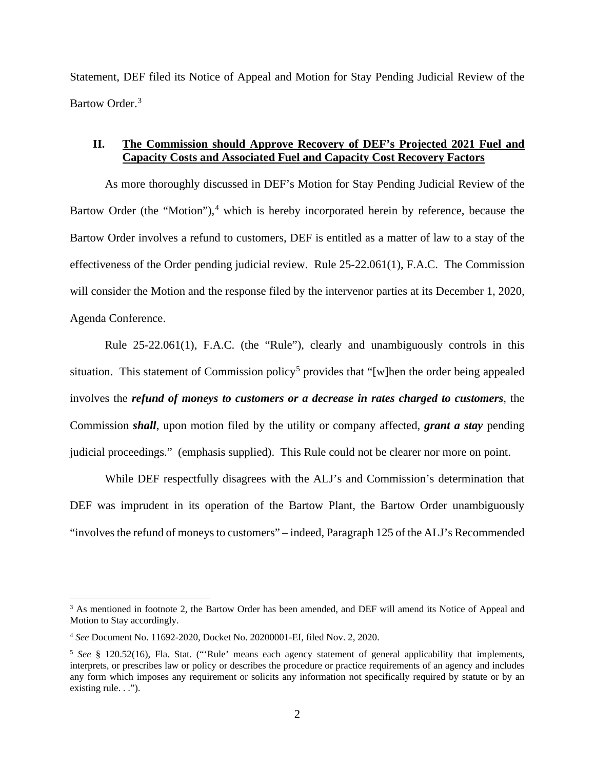Statement, DEF filed its Notice of Appeal and Motion for Stay Pending Judicial Review of the Bartow Order.[3]

## II. <u>The Commission should Approve Recovery of DEF's Projected 2021 Fuel and Capacity Costs and Associated Fuel and Capacity Cost Recovery Factors</u>

As more thoroughly discussed in DEF's Motion for Stay Pending Judicial Review of the Bartow Order (the "Motion"),[4] which is hereby incorporated herein by reference, because the Bartow Order involves a refund to customers, DEF is entitled as a matter of law to a stay of the effectiveness of the Order pending judicial review. Rule 25-22.061(1), F.A.C. The Commission will consider the Motion and the response filed by the intervenor parties at its December 1, 2020, Agenda Conference.

Rule 25-22.061(1), F.A.C. (the "Rule"), clearly and unambiguously controls in this situation. This statement of Commission policy[5] provides that "[w]hen the order being appealed involves the ***refund of moneys to customers or a decrease in rates charged to customers***, the Commission ***shall***, upon motion filed by the utility or company affected, ***grant a stay*** pending judicial proceedings." (emphasis supplied). This Rule could not be clearer nor more on point.

While DEF respectfully disagrees with the ALJ's and Commission's determination that DEF was imprudent in its operation of the Bartow Plant, the Bartow Order unambiguously "involves the refund of moneys to customers" – indeed, Paragraph 125 of the ALJ's Recommended

---

[3] As mentioned in footnote 2, the Bartow Order has been amended, and DEF will amend its Notice of Appeal and Motion to Stay accordingly.

[4] *See* Document No. 11692-2020, Docket No. 20200001-EI, filed Nov. 2, 2020.

[5] *See* § 120.52(16), Fla. Stat. ("'Rule' means each agency statement of general applicability that implements, interprets, or prescribes law or policy or describes the procedure or practice requirements of an agency and includes any form which imposes any requirement or solicits any information not specifically required by statute or by an existing rule. . .").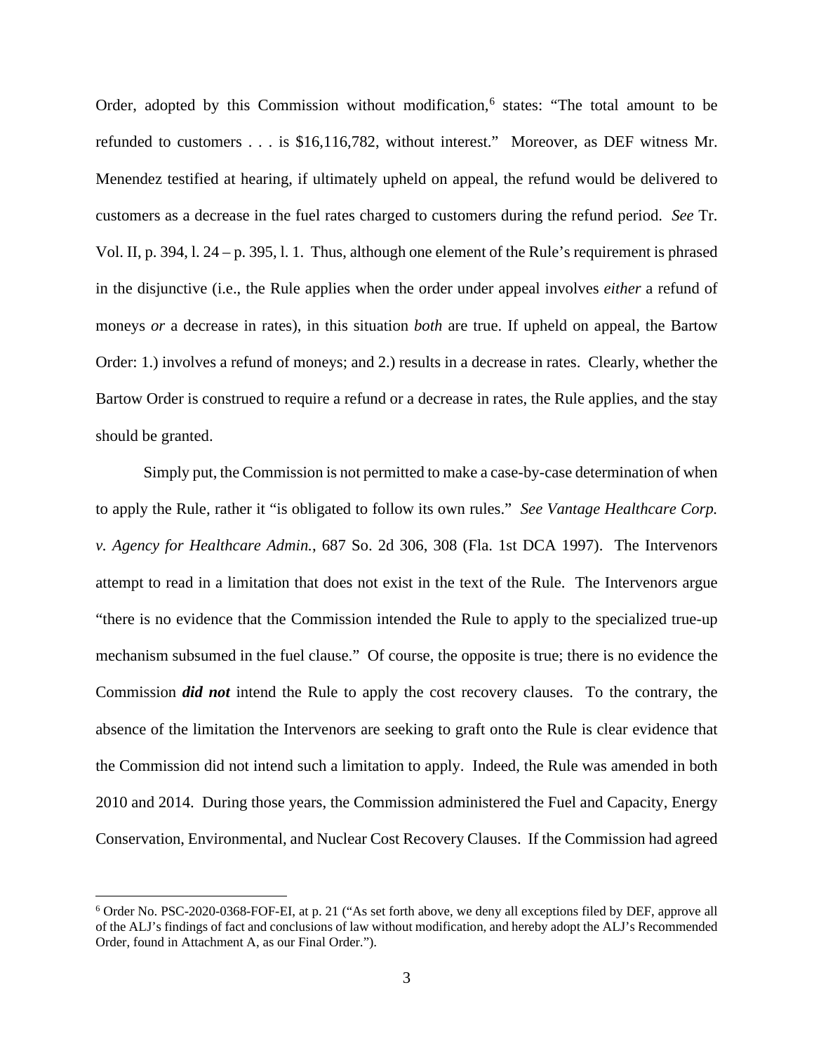Order, adopted by this Commission without modification,[6] states: "The total amount to be refunded to customers . . . is $16,116,782, without interest." Moreover, as DEF witness Mr. Menendez testified at hearing, if ultimately upheld on appeal, the refund would be delivered to customers as a decrease in the fuel rates charged to customers during the refund period. *See* Tr. Vol. II, p. 394, l. 24 – p. 395, l. 1. Thus, although one element of the Rule's requirement is phrased in the disjunctive (i.e., the Rule applies when the order under appeal involves *either* a refund of moneys *or* a decrease in rates), in this situation *both* are true. If upheld on appeal, the Bartow Order: 1.) involves a refund of moneys; and 2.) results in a decrease in rates. Clearly, whether the Bartow Order is construed to require a refund or a decrease in rates, the Rule applies, and the stay should be granted.

Simply put, the Commission is not permitted to make a case-by-case determination of when to apply the Rule, rather it "is obligated to follow its own rules." *See Vantage Healthcare Corp. v. Agency for Healthcare Admin.*, 687 So. 2d 306, 308 (Fla. 1st DCA 1997). The Intervenors attempt to read in a limitation that does not exist in the text of the Rule. The Intervenors argue "there is no evidence that the Commission intended the Rule to apply to the specialized true-up mechanism subsumed in the fuel clause." Of course, the opposite is true; there is no evidence the Commission ***did not*** intend the Rule to apply the cost recovery clauses. To the contrary, the absence of the limitation the Intervenors are seeking to graft onto the Rule is clear evidence that the Commission did not intend such a limitation to apply. Indeed, the Rule was amended in both 2010 and 2014. During those years, the Commission administered the Fuel and Capacity, Energy Conservation, Environmental, and Nuclear Cost Recovery Clauses. If the Commission had agreed

[6] Order No. PSC-2020-0368-FOF-EI, at p. 21 ("As set forth above, we deny all exceptions filed by DEF, approve all of the ALJ's findings of fact and conclusions of law without modification, and hereby adopt the ALJ's Recommended Order, found in Attachment A, as our Final Order.").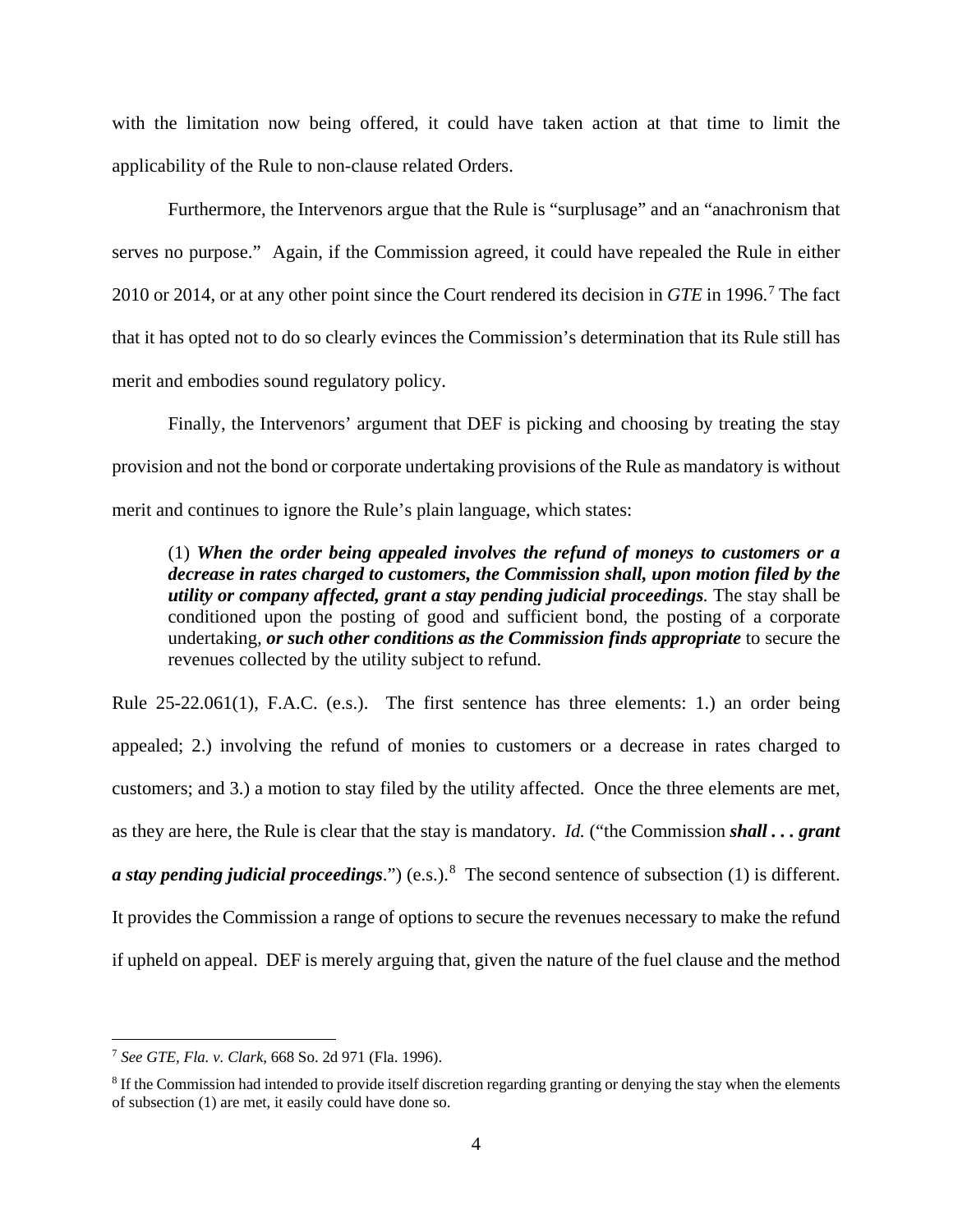with the limitation now being offered, it could have taken action at that time to limit the applicability of the Rule to non-clause related Orders.

Furthermore, the Intervenors argue that the Rule is "surplusage" and an "anachronism that serves no purpose." Again, if the Commission agreed, it could have repealed the Rule in either 2010 or 2014, or at any other point since the Court rendered its decision in *GTE* in 1996.[7] The fact that it has opted not to do so clearly evinces the Commission's determination that its Rule still has merit and embodies sound regulatory policy.

Finally, the Intervenors' argument that DEF is picking and choosing by treating the stay provision and not the bond or corporate undertaking provisions of the Rule as mandatory is without merit and continues to ignore the Rule's plain language, which states:

> (1) ***When the order being appealed involves the refund of moneys to customers or a decrease in rates charged to customers, the Commission shall, upon motion filed by the utility or company affected, grant a stay pending judicial proceedings.*** The stay shall be conditioned upon the posting of good and sufficient bond, the posting of a corporate undertaking, ***or such other conditions as the Commission finds appropriate*** to secure the revenues collected by the utility subject to refund.

Rule 25-22.061(1), F.A.C. (e.s.). The first sentence has three elements: 1.) an order being appealed; 2.) involving the refund of monies to customers or a decrease in rates charged to customers; and 3.) a motion to stay filed by the utility affected. Once the three elements are met, as they are here, the Rule is clear that the stay is mandatory. *Id.* ("the Commission ***shall . . . grant a stay pending judicial proceedings***.") (e.s.).[8] The second sentence of subsection (1) is different. It provides the Commission a range of options to secure the revenues necessary to make the refund if upheld on appeal. DEF is merely arguing that, given the nature of the fuel clause and the method

---

[7] *See GTE, Fla. v. Clark*, 668 So. 2d 971 (Fla. 1996).

[8] If the Commission had intended to provide itself discretion regarding granting or denying the stay when the elements of subsection (1) are met, it easily could have done so.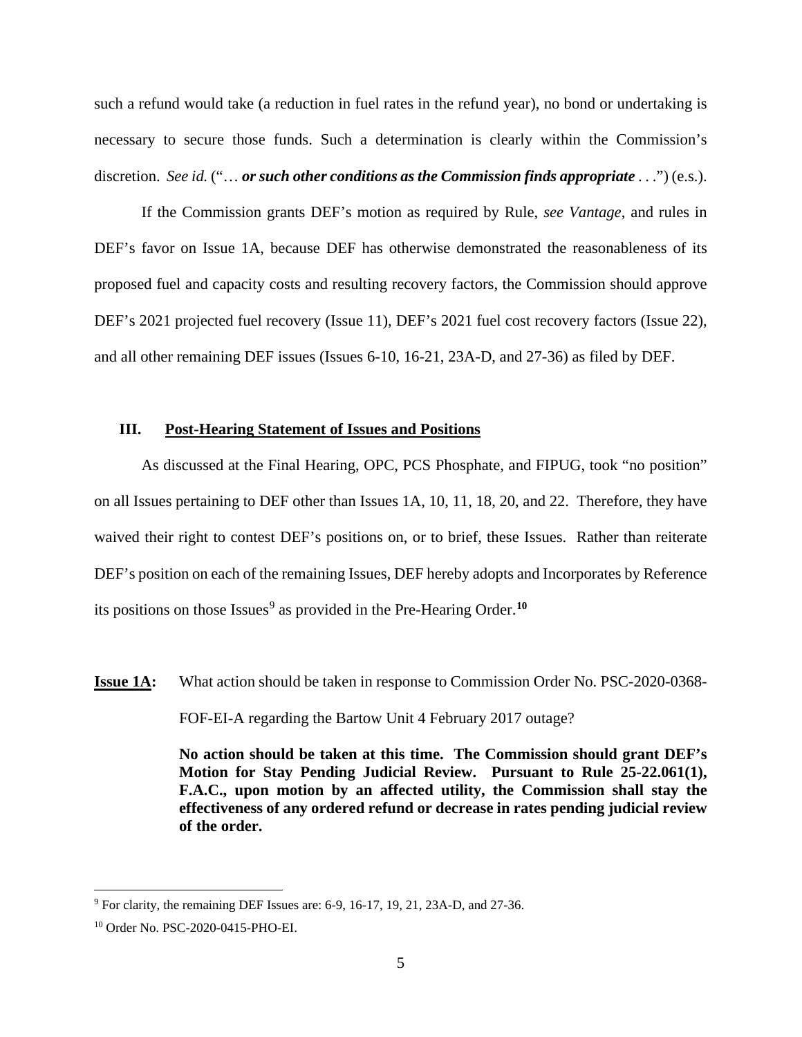such a refund would take (a reduction in fuel rates in the refund year), no bond or undertaking is necessary to secure those funds. Such a determination is clearly within the Commission's discretion. *See id.* ("… ***or such other conditions as the Commission finds appropriate*** . . .") (e.s.).

If the Commission grants DEF's motion as required by Rule, *see Vantage*, and rules in DEF's favor on Issue 1A, because DEF has otherwise demonstrated the reasonableness of its proposed fuel and capacity costs and resulting recovery factors, the Commission should approve DEF's 2021 projected fuel recovery (Issue 11), DEF's 2021 fuel cost recovery factors (Issue 22), and all other remaining DEF issues (Issues 6-10, 16-21, 23A-D, and 27-36) as filed by DEF.

## III. <u>Post-Hearing Statement of Issues and Positions</u>

As discussed at the Final Hearing, OPC, PCS Phosphate, and FIPUG, took "no position" on all Issues pertaining to DEF other than Issues 1A, 10, 11, 18, 20, and 22. Therefore, they have waived their right to contest DEF's positions on, or to brief, these Issues. Rather than reiterate DEF's position on each of the remaining Issues, DEF hereby adopts and Incorporates by Reference its positions on those Issues[9] as provided in the Pre-Hearing Order.**[10]**

**<u>Issue 1A</u>:** What action should be taken in response to Commission Order No. PSC-2020-0368-FOF-EI-A regarding the Bartow Unit 4 February 2017 outage?

**No action should be taken at this time. The Commission should grant DEF's Motion for Stay Pending Judicial Review. Pursuant to Rule 25-22.061(1), F.A.C., upon motion by an affected utility, the Commission shall stay the effectiveness of any ordered refund or decrease in rates pending judicial review of the order.**

---

[9] For clarity, the remaining DEF Issues are: 6-9, 16-17, 19, 21, 23A-D, and 27-36.

[10] Order No. PSC-2020-0415-PHO-EI.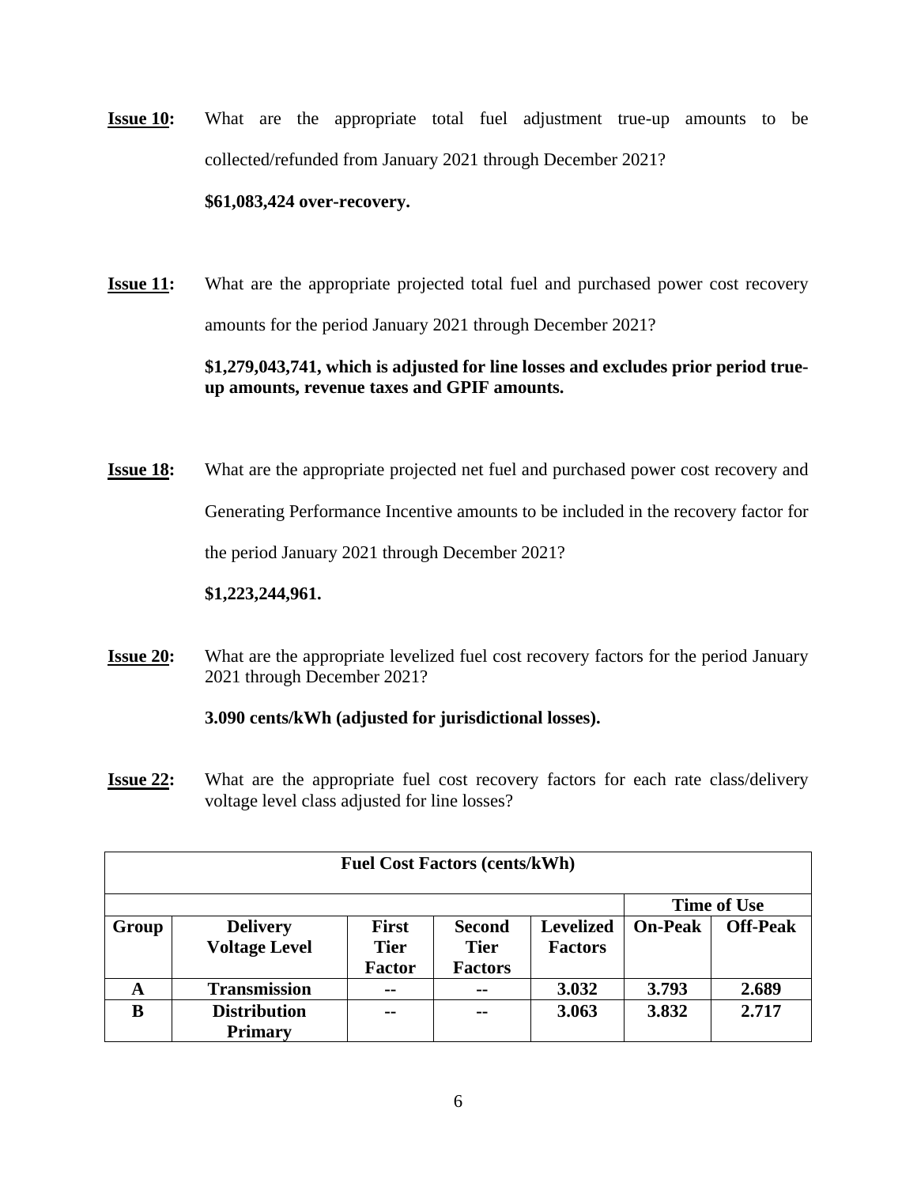**Issue 10:** What are the appropriate total fuel adjustment true-up amounts to be collected/refunded from January 2021 through December 2021?

**$61,083,424 over-recovery.**

**Issue 11:** What are the appropriate projected total fuel and purchased power cost recovery amounts for the period January 2021 through December 2021?

**$1,279,043,741, which is adjusted for line losses and excludes prior period true-up amounts, revenue taxes and GPIF amounts.**

**Issue 18:** What are the appropriate projected net fuel and purchased power cost recovery and Generating Performance Incentive amounts to be included in the recovery factor for the period January 2021 through December 2021?

**$1,223,244,961.**

**Issue 20:** What are the appropriate levelized fuel cost recovery factors for the period January 2021 through December 2021?

**3.090 cents/kWh (adjusted for jurisdictional losses).**

**Issue 22:** What are the appropriate fuel cost recovery factors for each rate class/delivery voltage level class adjusted for line losses?

| Fuel Cost Factors (cents/kWh) | | | | | | |
|---|---|---|---|---|---|---|
| | | | | | Time of Use | |
| Group | Delivery Voltage Level | First Tier Factor | Second Tier Factors | Levelized Factors | On-Peak | Off-Peak |
| A | Transmission | -- | -- | 3.032 | 3.793 | 2.689 |
| B | Distribution Primary | -- | -- | 3.063 | 3.832 | 2.717 |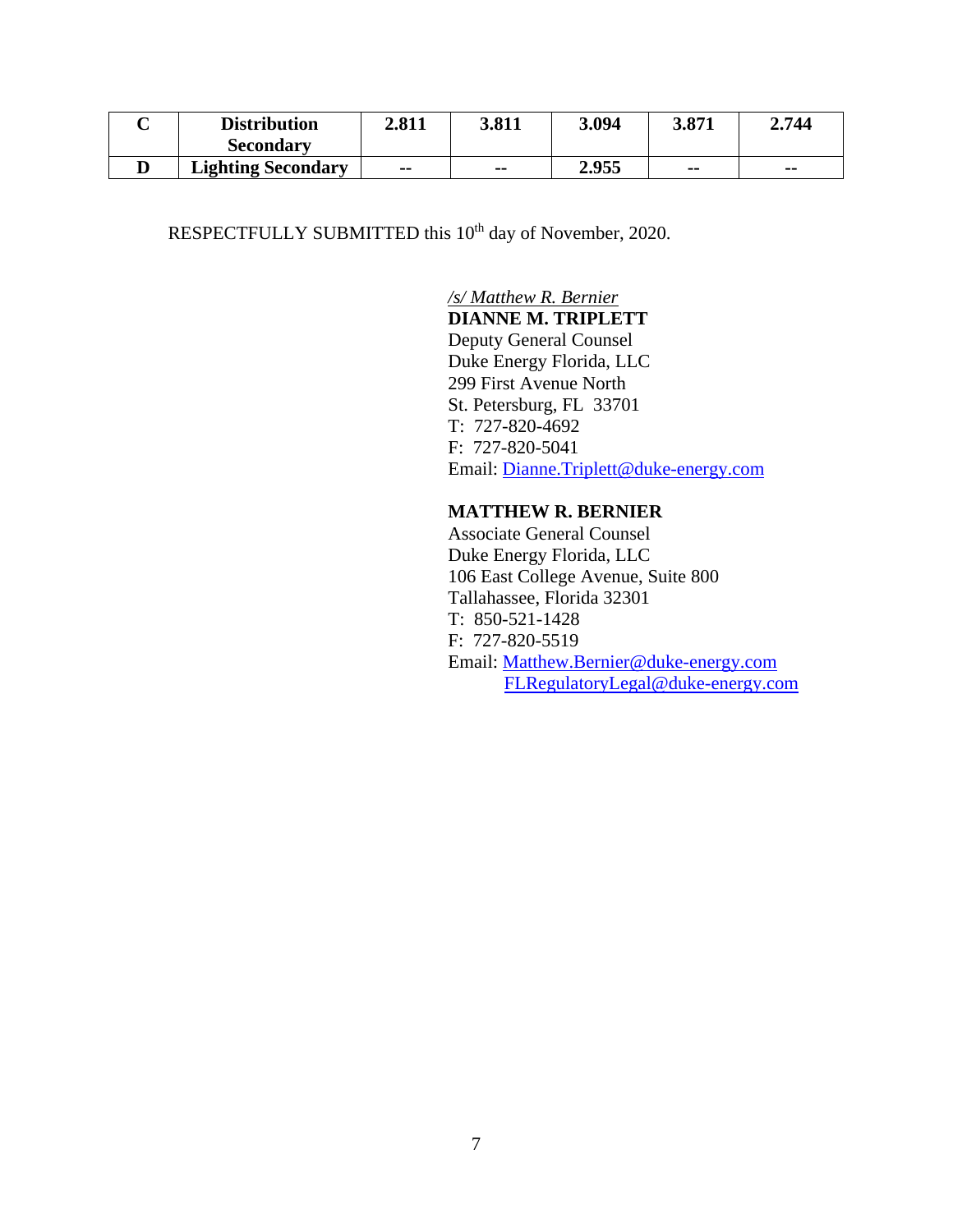| C | **Distribution Secondary** | **2.811** | **3.811** | **3.094** | **3.871** | **2.744** |
|---|---|---|---|---|---|---|
| **D** | **Lighting Secondary** | **--** | **--** | **2.955** | **--** | **--** |

RESPECTFULLY SUBMITTED this 10th day of November, 2020.

*/s/ Matthew R. Bernier*
**DIANNE M. TRIPLETT**
Deputy General Counsel
Duke Energy Florida, LLC
299 First Avenue North
St. Petersburg, FL 33701
T: 727-820-4692
F: 727-820-5041
Email: Dianne.Triplett@duke-energy.com

**MATTHEW R. BERNIER**
Associate General Counsel
Duke Energy Florida, LLC
106 East College Avenue, Suite 800
Tallahassee, Florida 32301
T: 850-521-1428
F: 727-820-5519
Email: Matthew.Bernier@duke-energy.com
FLRegulatoryLegal@duke-energy.com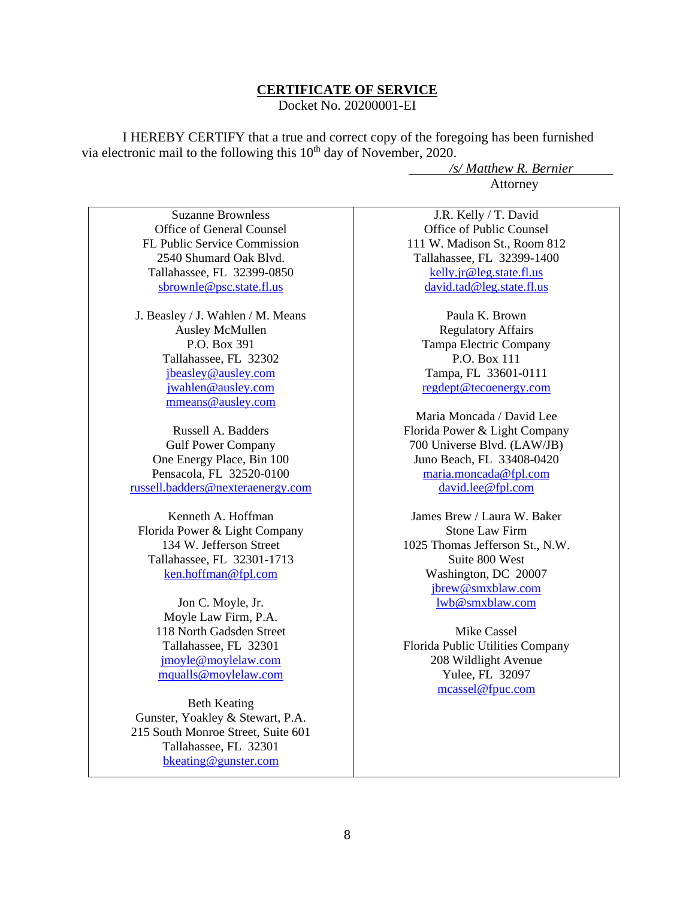# CERTIFICATE OF SERVICE

Docket No. 20200001-EI

I HEREBY CERTIFY that a true and correct copy of the foregoing has been furnished via electronic mail to the following this 10th day of November, 2020.

*/s/ Matthew R. Bernier*
Attorney

| | |
|---|---|
| Suzanne Brownless<br>Office of General Counsel<br>FL Public Service Commission<br>2540 Shumard Oak Blvd.<br>Tallahassee, FL 32399-0850<br>sbrownle@psc.state.fl.us | J.R. Kelly / T. David<br>Office of Public Counsel<br>111 W. Madison St., Room 812<br>Tallahassee, FL 32399-1400<br>kelly.jr@leg.state.fl.us<br>david.tad@leg.state.fl.us |
| J. Beasley / J. Wahlen / M. Means<br>Ausley McMullen<br>P.O. Box 391<br>Tallahassee, FL 32302<br>jbeasley@ausley.com<br>jwahlen@ausley.com<br>mmeans@ausley.com | Paula K. Brown<br>Regulatory Affairs<br>Tampa Electric Company<br>P.O. Box 111<br>Tampa, FL 33601-0111<br>regdept@tecoenergy.com |
| Russell A. Badders<br>Gulf Power Company<br>One Energy Place, Bin 100<br>Pensacola, FL 32520-0100<br>russell.badders@nexteraenergy.com | Maria Moncada / David Lee<br>Florida Power & Light Company<br>700 Universe Blvd. (LAW/JB)<br>Juno Beach, FL 33408-0420<br>maria.moncada@fpl.com<br>david.lee@fpl.com |
| Kenneth A. Hoffman<br>Florida Power & Light Company<br>134 W. Jefferson Street<br>Tallahassee, FL 32301-1713<br>ken.hoffman@fpl.com | James Brew / Laura W. Baker<br>Stone Law Firm<br>1025 Thomas Jefferson St., N.W.<br>Suite 800 West<br>Washington, DC 20007<br>jbrew@smxblaw.com<br>lwb@smxblaw.com |
| Jon C. Moyle, Jr.<br>Moyle Law Firm, P.A.<br>118 North Gadsden Street<br>Tallahassee, FL 32301<br>jmoyle@moylelaw.com<br>mqualls@moylelaw.com | Mike Cassel<br>Florida Public Utilities Company<br>208 Wildlight Avenue<br>Yulee, FL 32097<br>mcassel@fpuc.com |
| Beth Keating<br>Gunster, Yoakley & Stewart, P.A.<br>215 South Monroe Street, Suite 601<br>Tallahassee, FL 32301<br>bkeating@gunster.com | |